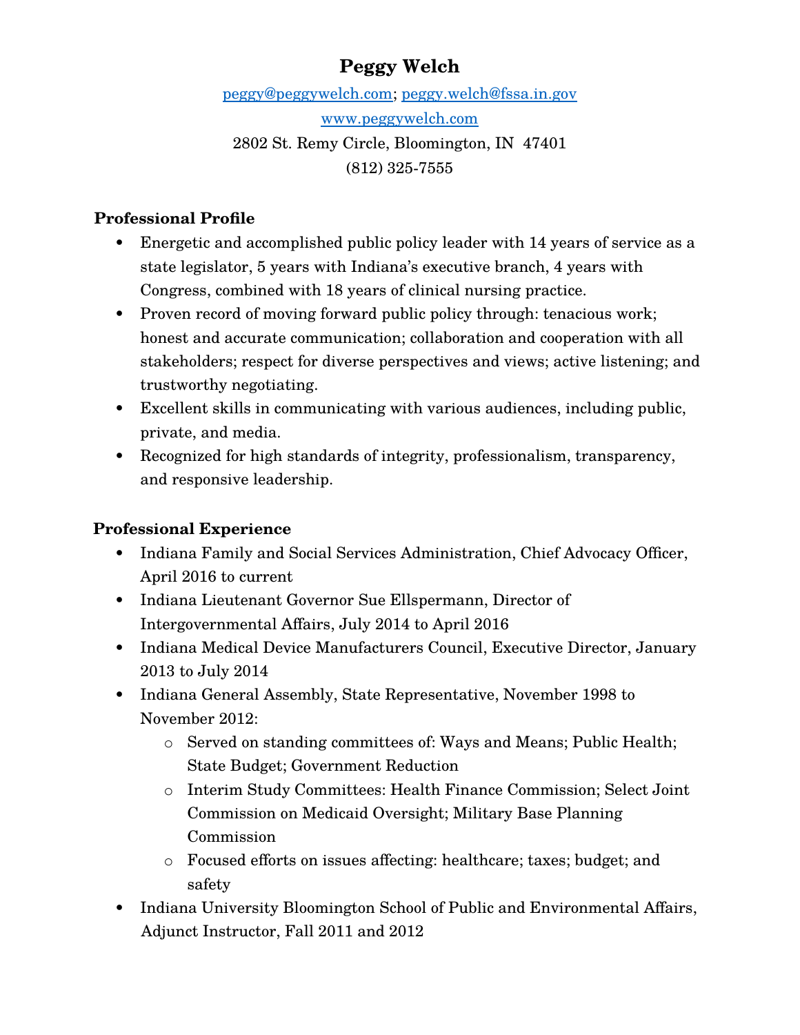# Peggy Welch

peggy@peggywelch.com; peggy.welch@fssa.in.gov

www.peggywelch.com

2802 St. Remy Circle, Bloomington, IN 47401

(812) 325-7555

## Professional Profile

- Energetic and accomplished public policy leader with 14 years of service as a state legislator, 5 years with Indiana's executive branch, 4 years with Congress, combined with 18 years of clinical nursing practice.
- Proven record of moving forward public policy through: tenacious work; honest and accurate communication; collaboration and cooperation with all stakeholders; respect for diverse perspectives and views; active listening; and trustworthy negotiating.
- Excellent skills in communicating with various audiences, including public, private, and media.
- Recognized for high standards of integrity, professionalism, transparency, and responsive leadership.

## Professional Experience

- Indiana Family and Social Services Administration, Chief Advocacy Officer, April 2016 to current
- Indiana Lieutenant Governor Sue Ellspermann, Director of Intergovernmental Affairs, July 2014 to April 2016
- Indiana Medical Device Manufacturers Council, Executive Director, January 2013 to July 2014
- Indiana General Assembly, State Representative, November 1998 to November 2012:
  - Served on standing committees of: Ways and Means; Public Health; State Budget; Government Reduction
  - Interim Study Committees: Health Finance Commission; Select Joint Commission on Medicaid Oversight; Military Base Planning Commission
  - Focused efforts on issues affecting: healthcare; taxes; budget; and safety
- Indiana University Bloomington School of Public and Environmental Affairs, Adjunct Instructor, Fall 2011 and 2012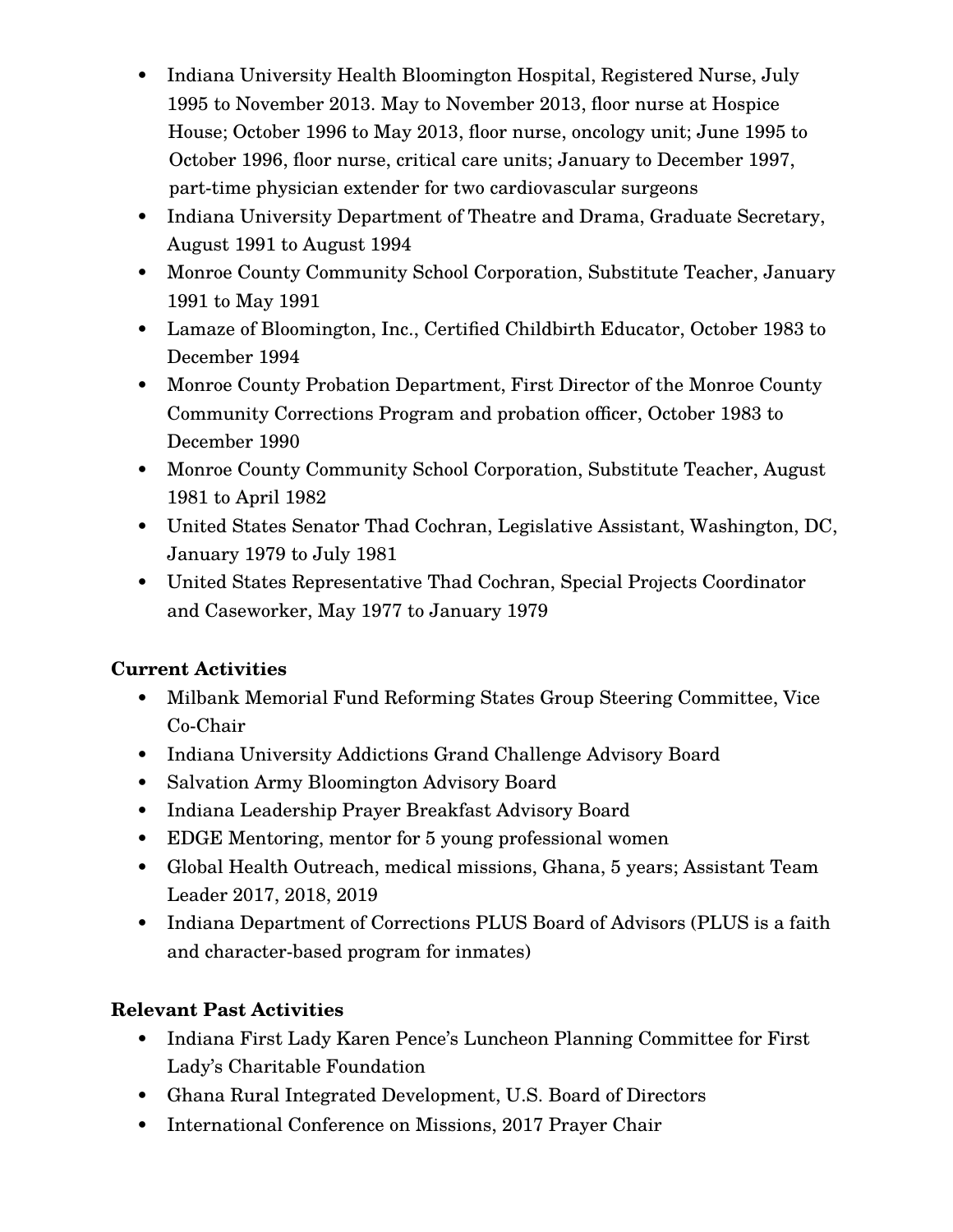- Indiana University Health Bloomington Hospital, Registered Nurse, July 1995 to November 2013. May to November 2013, floor nurse at Hospice House; October 1996 to May 2013, floor nurse, oncology unit; June 1995 to October 1996, floor nurse, critical care units; January to December 1997, part-time physician extender for two cardiovascular surgeons
- Indiana University Department of Theatre and Drama, Graduate Secretary, August 1991 to August 1994
- Monroe County Community School Corporation, Substitute Teacher, January 1991 to May 1991
- Lamaze of Bloomington, Inc., Certified Childbirth Educator, October 1983 to December 1994
- Monroe County Probation Department, First Director of the Monroe County Community Corrections Program and probation officer, October 1983 to December 1990
- Monroe County Community School Corporation, Substitute Teacher, August 1981 to April 1982
- United States Senator Thad Cochran, Legislative Assistant, Washington, DC, January 1979 to July 1981
- United States Representative Thad Cochran, Special Projects Coordinator and Caseworker, May 1977 to January 1979

**Current Activities**

- Milbank Memorial Fund Reforming States Group Steering Committee, Vice Co-Chair
- Indiana University Addictions Grand Challenge Advisory Board
- Salvation Army Bloomington Advisory Board
- Indiana Leadership Prayer Breakfast Advisory Board
- EDGE Mentoring, mentor for 5 young professional women
- Global Health Outreach, medical missions, Ghana, 5 years; Assistant Team Leader 2017, 2018, 2019
- Indiana Department of Corrections PLUS Board of Advisors (PLUS is a faith and character-based program for inmates)

**Relevant Past Activities**

- Indiana First Lady Karen Pence's Luncheon Planning Committee for First Lady's Charitable Foundation
- Ghana Rural Integrated Development, U.S. Board of Directors
- International Conference on Missions, 2017 Prayer Chair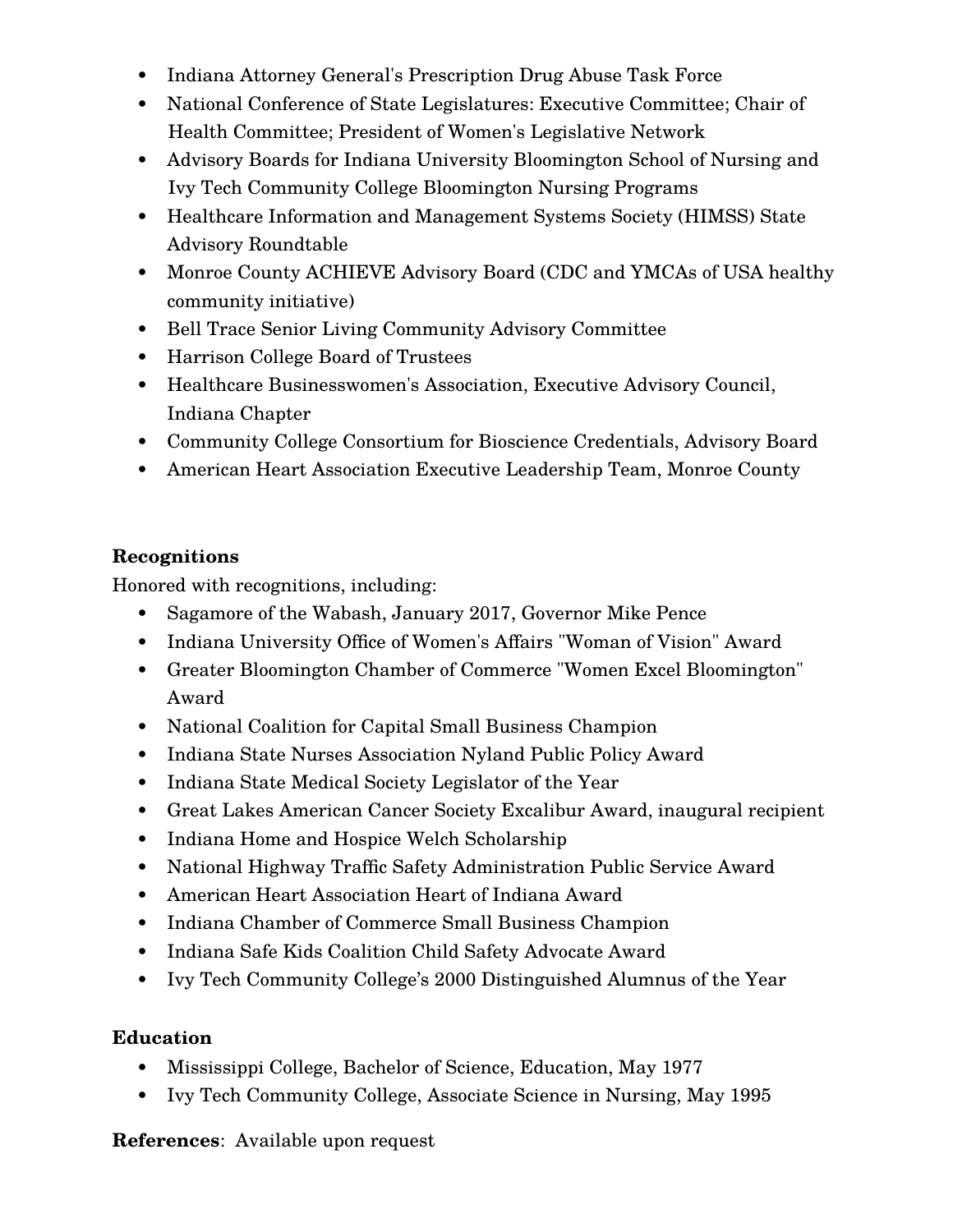- Indiana Attorney General's Prescription Drug Abuse Task Force
- National Conference of State Legislatures: Executive Committee; Chair of Health Committee; President of Women's Legislative Network
- Advisory Boards for Indiana University Bloomington School of Nursing and Ivy Tech Community College Bloomington Nursing Programs
- Healthcare Information and Management Systems Society (HIMSS) State Advisory Roundtable
- Monroe County ACHIEVE Advisory Board (CDC and YMCAs of USA healthy community initiative)
- Bell Trace Senior Living Community Advisory Committee
- Harrison College Board of Trustees
- Healthcare Businesswomen's Association, Executive Advisory Council, Indiana Chapter
- Community College Consortium for Bioscience Credentials, Advisory Board
- American Heart Association Executive Leadership Team, Monroe County

**Recognitions**

Honored with recognitions, including:

- Sagamore of the Wabash, January 2017, Governor Mike Pence
- Indiana University Office of Women's Affairs "Woman of Vision" Award
- Greater Bloomington Chamber of Commerce "Women Excel Bloomington" Award
- National Coalition for Capital Small Business Champion
- Indiana State Nurses Association Nyland Public Policy Award
- Indiana State Medical Society Legislator of the Year
- Great Lakes American Cancer Society Excalibur Award, inaugural recipient
- Indiana Home and Hospice Welch Scholarship
- National Highway Traffic Safety Administration Public Service Award
- American Heart Association Heart of Indiana Award
- Indiana Chamber of Commerce Small Business Champion
- Indiana Safe Kids Coalition Child Safety Advocate Award
- Ivy Tech Community College's 2000 Distinguished Alumnus of the Year

**Education**

- Mississippi College, Bachelor of Science, Education, May 1977
- Ivy Tech Community College, Associate Science in Nursing, May 1995

**References**: Available upon request